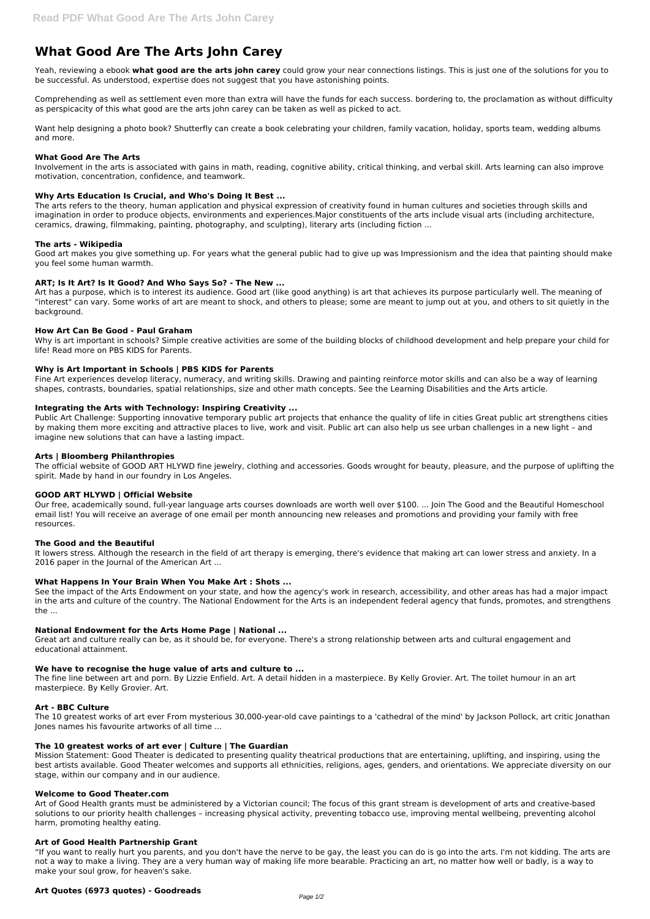# What Good Are The Arts John Carey

Yeah, reviewing a ebook **what good are the arts john carey** could grow your near connections listings. This is just one of the solutions for you to be successful. As understood, expertise does not suggest that you have astonishing points.

Comprehending as well as settlement even more than extra will have the funds for each success. bordering to, the proclamation as without difficulty as perspicacity of this what good are the arts john carey can be taken as well as picked to act.

Want help designing a photo book? Shutterfly can create a book celebrating your children, family vacation, holiday, sports team, wedding albums and more.

### What Good Are The Arts

Involvement in the arts is associated with gains in math, reading, cognitive ability, critical thinking, and verbal skill. Arts learning can also improve motivation, concentration, confidence, and teamwork.

### Why Arts Education Is Crucial, and Who's Doing It Best ...

The arts refers to the theory, human application and physical expression of creativity found in human cultures and societies through skills and imagination in order to produce objects, environments and experiences.Major constituents of the arts include visual arts (including architecture, ceramics, drawing, filmmaking, painting, photography, and sculpting), literary arts (including fiction ...

### The arts - Wikipedia

Good art makes you give something up. For years what the general public had to give up was Impressionism and the idea that painting should make you feel some human warmth.

### ART; Is It Art? Is It Good? And Who Says So? - The New ...

Art has a purpose, which is to interest its audience. Good art (like good anything) is art that achieves its purpose particularly well. The meaning of "interest" can vary. Some works of art are meant to shock, and others to please; some are meant to jump out at you, and others to sit quietly in the background.

### How Art Can Be Good - Paul Graham

Why is art important in schools? Simple creative activities are some of the building blocks of childhood development and help prepare your child for life! Read more on PBS KIDS for Parents.

### Why is Art Important in Schools | PBS KIDS for Parents

Fine Art experiences develop literacy, numeracy, and writing skills. Drawing and painting reinforce motor skills and can also be a way of learning shapes, contrasts, boundaries, spatial relationships, size and other math concepts. See the Learning Disabilities and the Arts article.

### Integrating the Arts with Technology: Inspiring Creativity ...

Public Art Challenge: Supporting innovative temporary public art projects that enhance the quality of life in cities Great public art strengthens cities by making them more exciting and attractive places to live, work and visit. Public art can also help us see urban challenges in a new light – and imagine new solutions that can have a lasting impact.

### Arts | Bloomberg Philanthropies

The official website of GOOD ART HLYWD fine jewelry, clothing and accessories. Goods wrought for beauty, pleasure, and the purpose of uplifting the spirit. Made by hand in our foundry in Los Angeles.

### GOOD ART HLYWD | Official Website

Our free, academically sound, full-year language arts courses downloads are worth well over $100. ... Join The Good and the Beautiful Homeschool email list! You will receive an average of one email per month announcing new releases and promotions and providing your family with free resources.

### The Good and the Beautiful

It lowers stress. Although the research in the field of art therapy is emerging, there's evidence that making art can lower stress and anxiety. In a 2016 paper in the Journal of the American Art ...

### What Happens In Your Brain When You Make Art : Shots ...

See the impact of the Arts Endowment on your state, and how the agency's work in research, accessibility, and other areas has had a major impact in the arts and culture of the country. The National Endowment for the Arts is an independent federal agency that funds, promotes, and strengthens the ...

### National Endowment for the Arts Home Page | National ...

Great art and culture really can be, as it should be, for everyone. There's a strong relationship between arts and cultural engagement and educational attainment.

### We have to recognise the huge value of arts and culture to ...

The fine line between art and porn. By Lizzie Enfield. Art. A detail hidden in a masterpiece. By Kelly Grovier. Art. The toilet humour in an art masterpiece. By Kelly Grovier. Art.

### Art - BBC Culture

The 10 greatest works of art ever From mysterious 30,000-year-old cave paintings to a 'cathedral of the mind' by Jackson Pollock, art critic Jonathan Jones names his favourite artworks of all time ...

### The 10 greatest works of art ever | Culture | The Guardian

Mission Statement: Good Theater is dedicated to presenting quality theatrical productions that are entertaining, uplifting, and inspiring, using the best artists available. Good Theater welcomes and supports all ethnicities, religions, ages, genders, and orientations. We appreciate diversity on our stage, within our company and in our audience.

### Welcome to Good Theater.com

Art of Good Health grants must be administered by a Victorian council; The focus of this grant stream is development of arts and creative-based solutions to our priority health challenges – increasing physical activity, preventing tobacco use, improving mental wellbeing, preventing alcohol harm, promoting healthy eating.

### Art of Good Health Partnership Grant

"If you want to really hurt you parents, and you don't have the nerve to be gay, the least you can do is go into the arts. I'm not kidding. The arts are not a way to make a living. They are a very human way of making life more bearable. Practicing an art, no matter how well or badly, is a way to make your soul grow, for heaven's sake.

### Art Quotes (6973 quotes) - Goodreads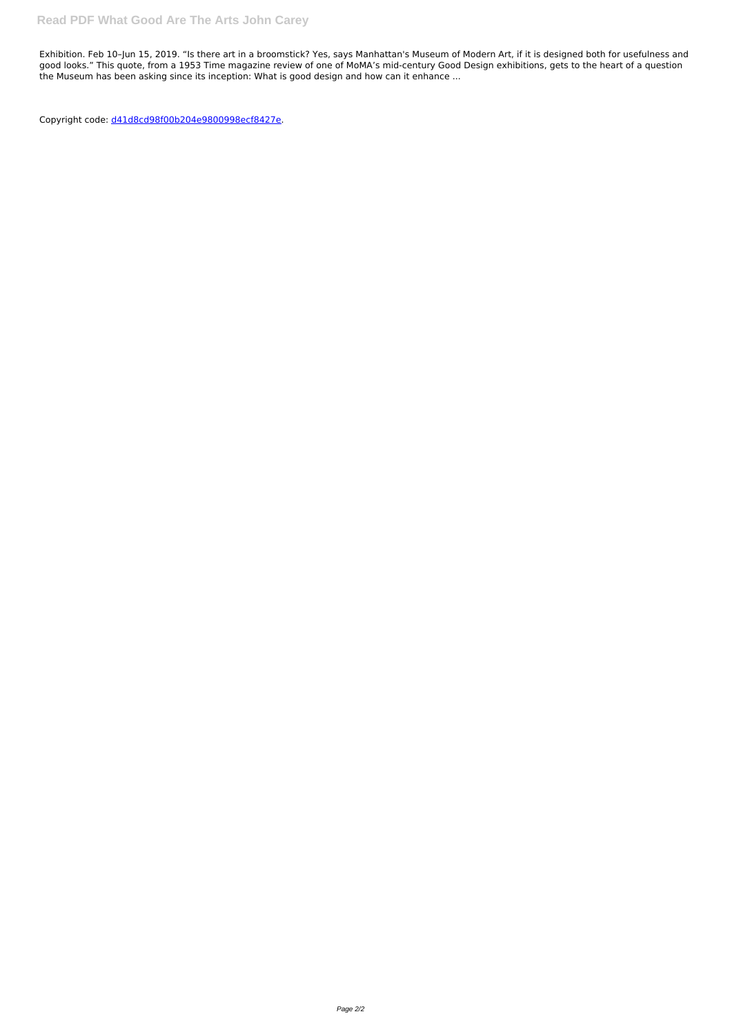Exhibition. Feb 10–Jun 15, 2019. "Is there art in a broomstick? Yes, says Manhattan's Museum of Modern Art, if it is designed both for usefulness and good looks." This quote, from a 1953 Time magazine review of one of MoMA's mid-century Good Design exhibitions, gets to the heart of a question the Museum has been asking since its inception: What is good design and how can it enhance ...

Copyright code: d41d8cd98f00b204e9800998ecf8427e.